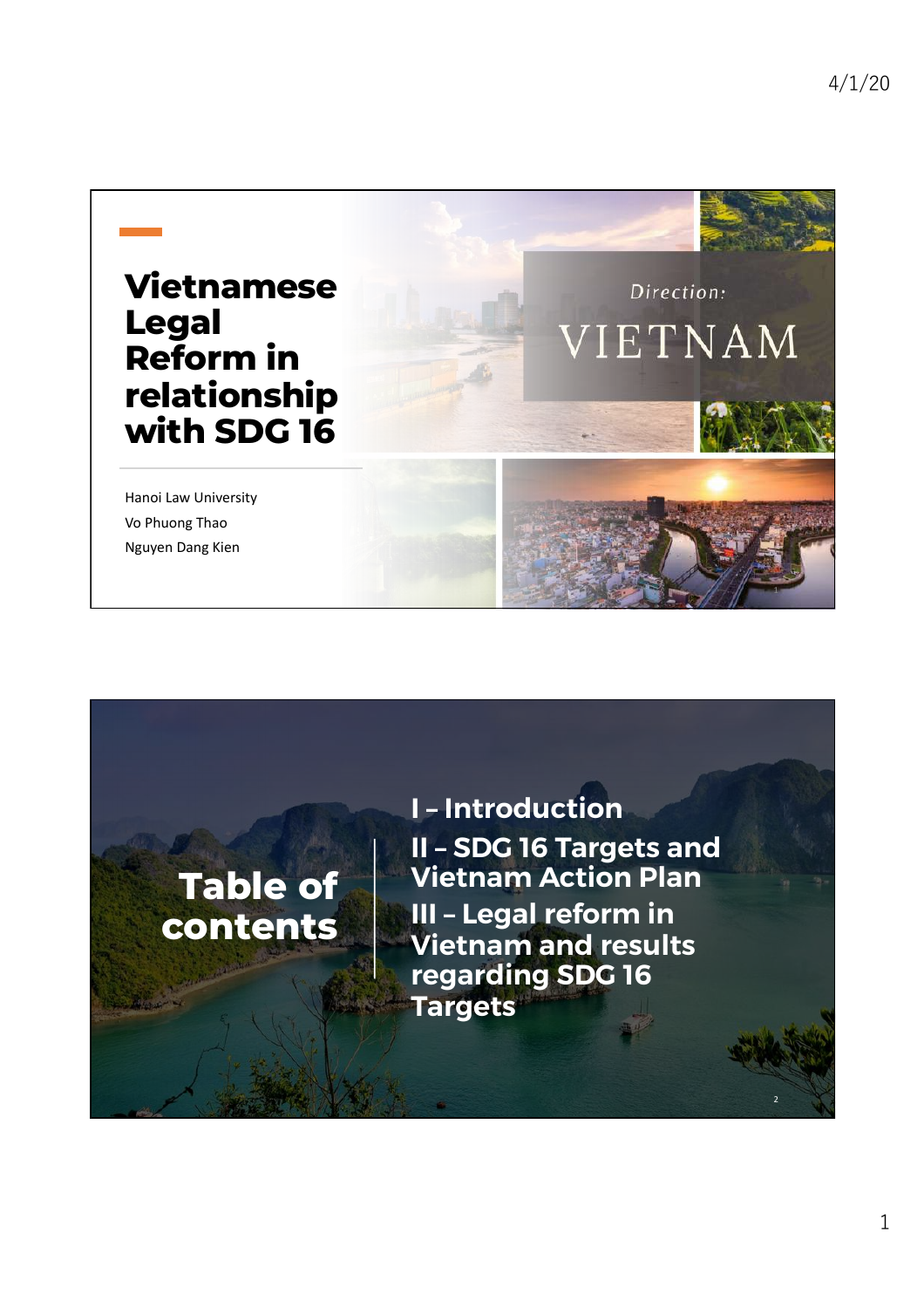# Vietnamese Legal Reform in relationship with SDG 16

Hanoi Law University

Vo Phuong Thao

Nguyen Dang Kien

Direction:

VIETNAM

## Table of contents

- I – Introduction
- II – SDG 16 Targets and Vietnam Action Plan
- III – Legal reform in Vietnam and results regarding SDG 16 Targets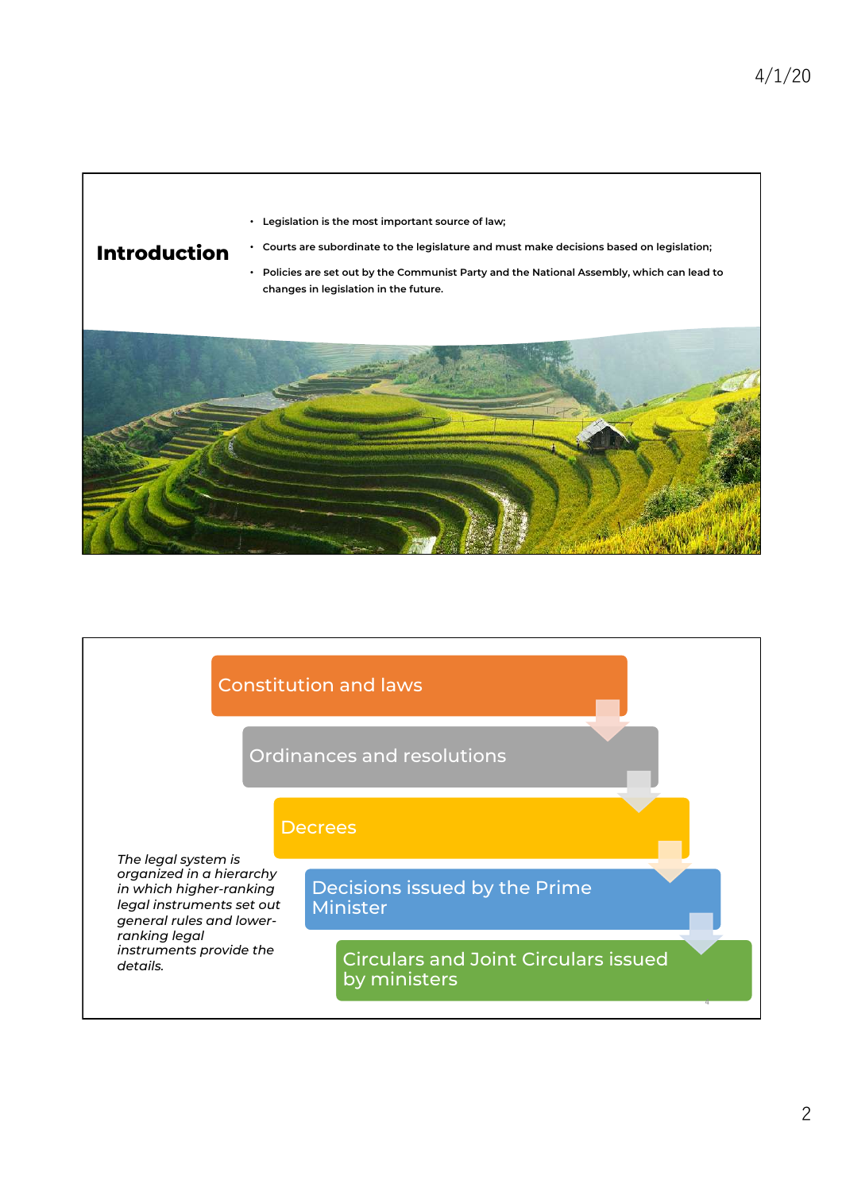## Introduction

- Legislation is the most important source of law;
- Courts are subordinate to the legislature and must make decisions based on legislation;
- Policies are set out by the Communist Party and the National Assembly, which can lead to changes in legislation in the future.

---

- Constitution and laws
- Ordinances and resolutions
- Decrees
- Decisions issued by the Prime Minister
- Circulars and Joint Circulars issued by ministers

*The legal system is organized in a hierarchy in which higher-ranking legal instruments set out general rules and lower-ranking legal instruments provide the details.*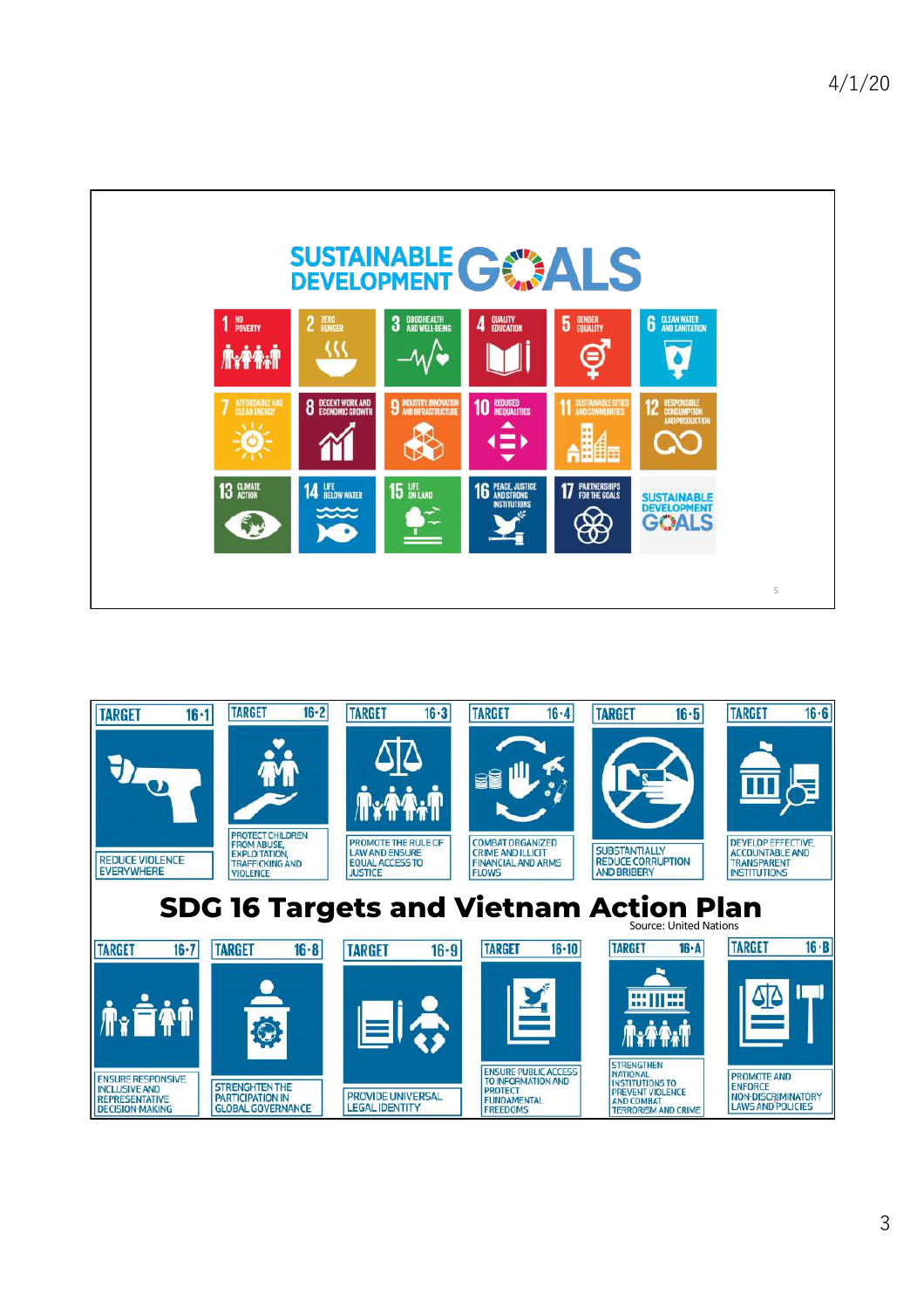SUSTAINABLE DEVELOPMENT GOALS

1 NO POVERTY
2 ZERO HUNGER
3 GOOD HEALTH AND WELL-BEING
4 QUALITY EDUCATION
5 GENDER EQUALITY
6 CLEAN WATER AND SANITATION
7 AFFORDABLE AND CLEAN ENERGY
8 DECENT WORK AND ECONOMIC GROWTH
9 INDUSTRY, INNOVATION AND INFRASTRUCTURE
10 REDUCED INEQUALITIES
11 SUSTAINABLE CITIES AND COMMUNITIES
12 RESPONSIBLE CONSUMPTION AND PRODUCTION
13 CLIMATE ACTION
14 LIFE BELOW WATER
15 LIFE ON LAND
16 PEACE, JUSTICE AND STRONG INSTITUTIONS
17 PARTNERSHIPS FOR THE GOALS

SUSTAINABLE DEVELOPMENT GOALS

# SDG 16 Targets and Vietnam Action Plan

Source: United Nations

- TARGET 16·1 — REDUCE VIOLENCE EVERYWHERE
- TARGET 16·2 — PROTECT CHILDREN FROM ABUSE, EXPLOITATION, TRAFFICKING AND VIOLENCE
- TARGET 16·3 — PROMOTE THE RULE OF LAW AND ENSURE EQUAL ACCESS TO JUSTICE
- TARGET 16·4 — COMBAT ORGANIZED CRIME AND ILLICIT FINANCIAL AND ARMS FLOWS
- TARGET 16·5 — SUBSTANTIALLY REDUCE CORRUPTION AND BRIBERY
- TARGET 16·6 — DEVELOP EFFECTIVE, ACCOUNTABLE AND TRANSPARENT INSTITUTIONS
- TARGET 16·7 — ENSURE RESPONSIVE, INCLUSIVE AND REPRESENTATIVE DECISION-MAKING
- TARGET 16·8 — STRENGTHEN THE PARTICIPATION IN GLOBAL GOVERNANCE
- TARGET 16·9 — PROVIDE UNIVERSAL LEGAL IDENTITY
- TARGET 16·10 — ENSURE PUBLIC ACCESS TO INFORMATION AND PROTECT FUNDAMENTAL FREEDOMS
- TARGET 16·A — STRENGTHEN NATIONAL INSTITUTIONS TO PREVENT VIOLENCE AND COMBAT TERRORISM AND CRIME
- TARGET 16·B — PROMOTE AND ENFORCE NON-DISCRIMINATORY LAWS AND POLICIES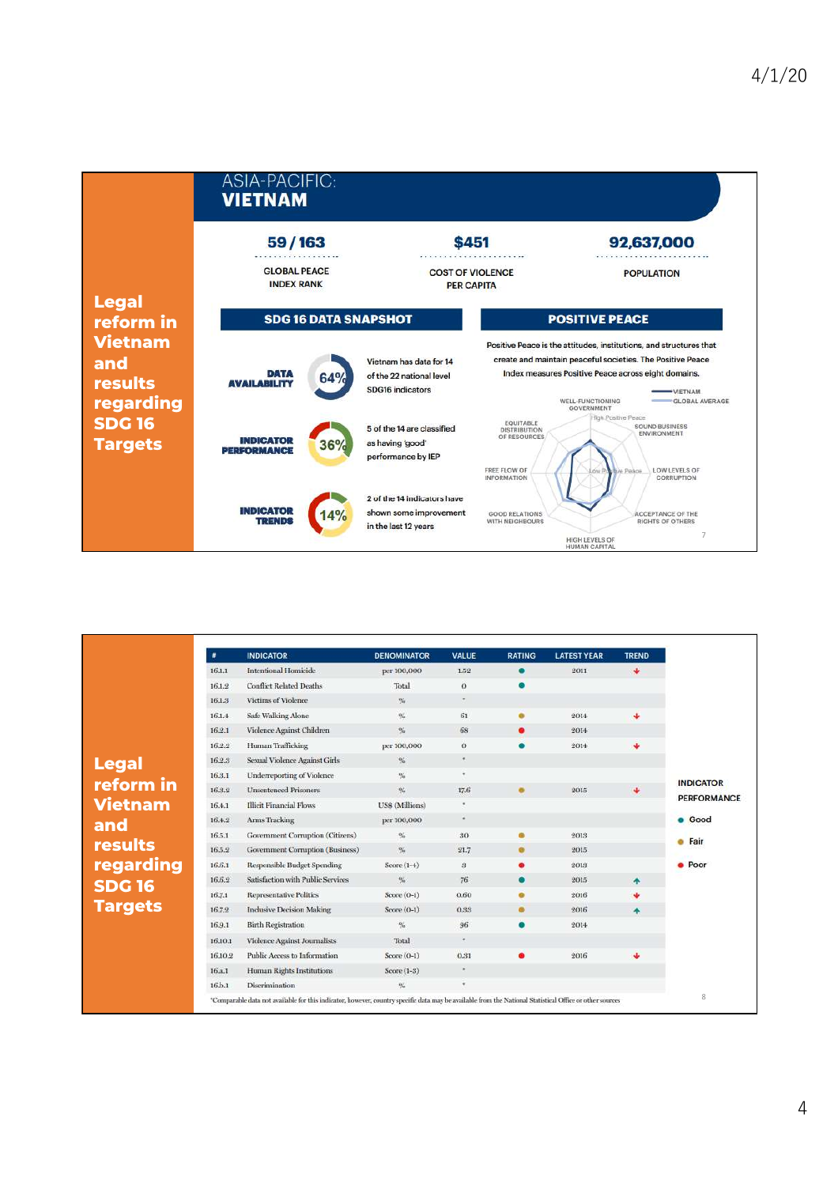## Legal reform in Vietnam and results regarding SDG 16 Targets

### ASIA-PACIFIC: VIETNAM

**59 / 163** GLOBAL PEACE INDEX RANK

**$451** COST OF VIOLENCE PER CAPITA

**92,637,000** POPULATION

#### SDG 16 DATA SNAPSHOT

**DATA AVAILABILITY** 64% — Vietnam has data for 14 of the 22 national level SDG16 indicators

**INDICATOR PERFORMANCE** 36% — 5 of the 14 are classified as having 'good' performance by IEP

**INDICATOR TRENDS** 14% — 2 of the 14 indicators have shown some improvement in the last 12 years

#### POSITIVE PEACE

Positive Peace is the attitudes, institutions, and structures that create and maintain peaceful societies. The Positive Peace Index measures Positive Peace across eight domains.

VIETNAM / GLOBAL AVERAGE

WELL-FUNCTIONING GOVERNMENT; SOUND BUSINESS ENVIRONMENT; LOW LEVELS OF CORRUPTION; ACCEPTANCE OF THE RIGHTS OF OTHERS; HIGH LEVELS OF HUMAN CAPITAL; GOOD RELATIONS WITH NEIGHBOURS; FREE FLOW OF INFORMATION; EQUITABLE DISTRIBUTION OF RESOURCES

## Legal reform in Vietnam and results regarding SDG 16 Targets

| # | INDICATOR | DENOMINATOR | VALUE | RATING | LATEST YEAR | TREND |
|---|---|---|---|---|---|---|
| 16.1.1 | Intentional Homicide | per 100,000 | 1.52 | Good | 2011 | ↓ |
| 16.1.2 | Conflict Related Deaths | Total | 0 | Good | | |
| 16.1.3 | Victims of Violence | % | * | | | |
| 16.1.4 | Safe Walking Alone | % | 61 | Fair | 2014 | ↓ |
| 16.2.1 | Violence Against Children | % | 68 | Poor | 2014 | |
| 16.2.2 | Human Trafficking | per 100,000 | 0 | Good | 2014 | ↓ |
| 16.2.3 | Sexual Violence Against Girls | % | * | | | |
| 16.3.1 | Underreporting of Violence | % | * | | | |
| 16.3.2 | Unsentenced Prisoners | % | 17.6 | Fair | 2015 | ↓ |
| 16.4.1 | Illicit Financial Flows | US$ (Millions) | * | | | |
| 16.4.2 | Arms Tracking | per 100,000 | * | | | |
| 16.5.1 | Government Corruption (Citizens) | % | 30 | Fair | 2013 | |
| 16.5.2 | Government Corruption (Business) | % | 21.7 | Fair | 2015 | |
| 16.6.1 | Responsible Budget Spending | Score (1-4) | 3 | Poor | 2013 | |
| 16.6.2 | Satisfaction with Public Services | % | 76 | Good | 2015 | ↑ |
| 16.7.1 | Representative Politics | Score (0-1) | 0.60 | Fair | 2016 | ↓ |
| 16.7.2 | Inclusive Decision Making | Score (0-1) | 0.33 | Fair | 2016 | ↑ |
| 16.9.1 | Birth Registration | % | 96 | Good | 2014 | |
| 16.10.1 | Violence Against Journalists | Total | * | | | |
| 16.10.2 | Public Access to Information | Score (0-1) | 0.31 | Poor | 2016 | ↓ |
| 16.a.1 | Human Rights Institutions | Score (1-3) | * | | | |
| 16.b.1 | Discrimination | % | * | | | |

*Comparable data not available for this indicator, however, country specific data may be available from the National Statistical Office or other sources

INDICATOR PERFORMANCE: Good; Fair; Poor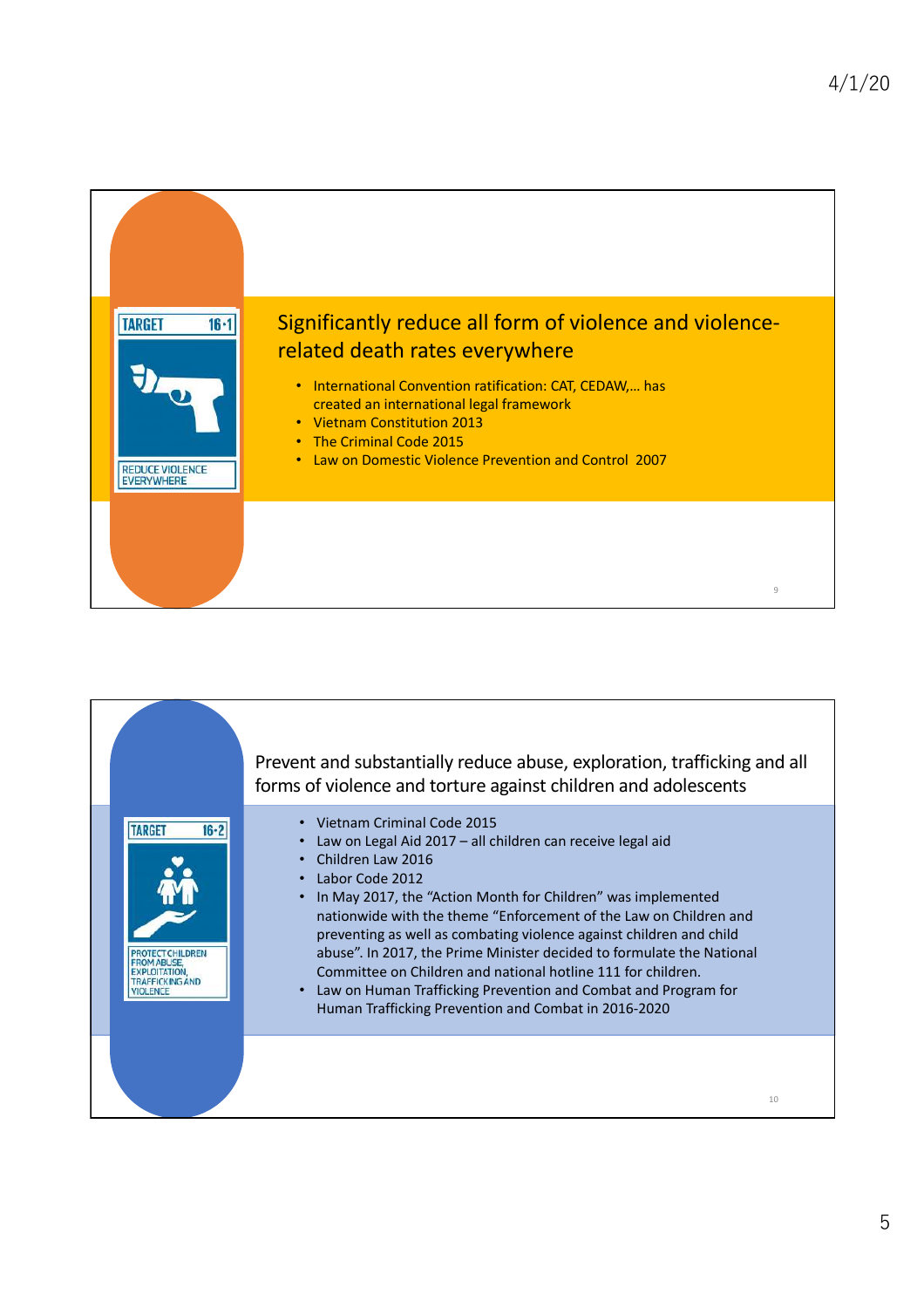TARGET 16·1

REDUCE VIOLENCE EVERYWHERE

## Significantly reduce all form of violence and violence-related death rates everywhere

- International Convention ratification: CAT, CEDAW,… has created an international legal framework
- Vietnam Constitution 2013
- The Criminal Code 2015
- Law on Domestic Violence Prevention and Control 2007

TARGET 16·2

PROTECT CHILDREN FROM ABUSE, EXPLOITATION, TRAFFICKING AND VIOLENCE

## Prevent and substantially reduce abuse, exploration, trafficking and all forms of violence and torture against children and adolescents

- Vietnam Criminal Code 2015
- Law on Legal Aid 2017 – all children can receive legal aid
- Children Law 2016
- Labor Code 2012
- In May 2017, the "Action Month for Children" was implemented nationwide with the theme "Enforcement of the Law on Children and preventing as well as combating violence against children and child abuse". In 2017, the Prime Minister decided to formulate the National Committee on Children and national hotline 111 for children.
- Law on Human Trafficking Prevention and Combat and Program for Human Trafficking Prevention and Combat in 2016-2020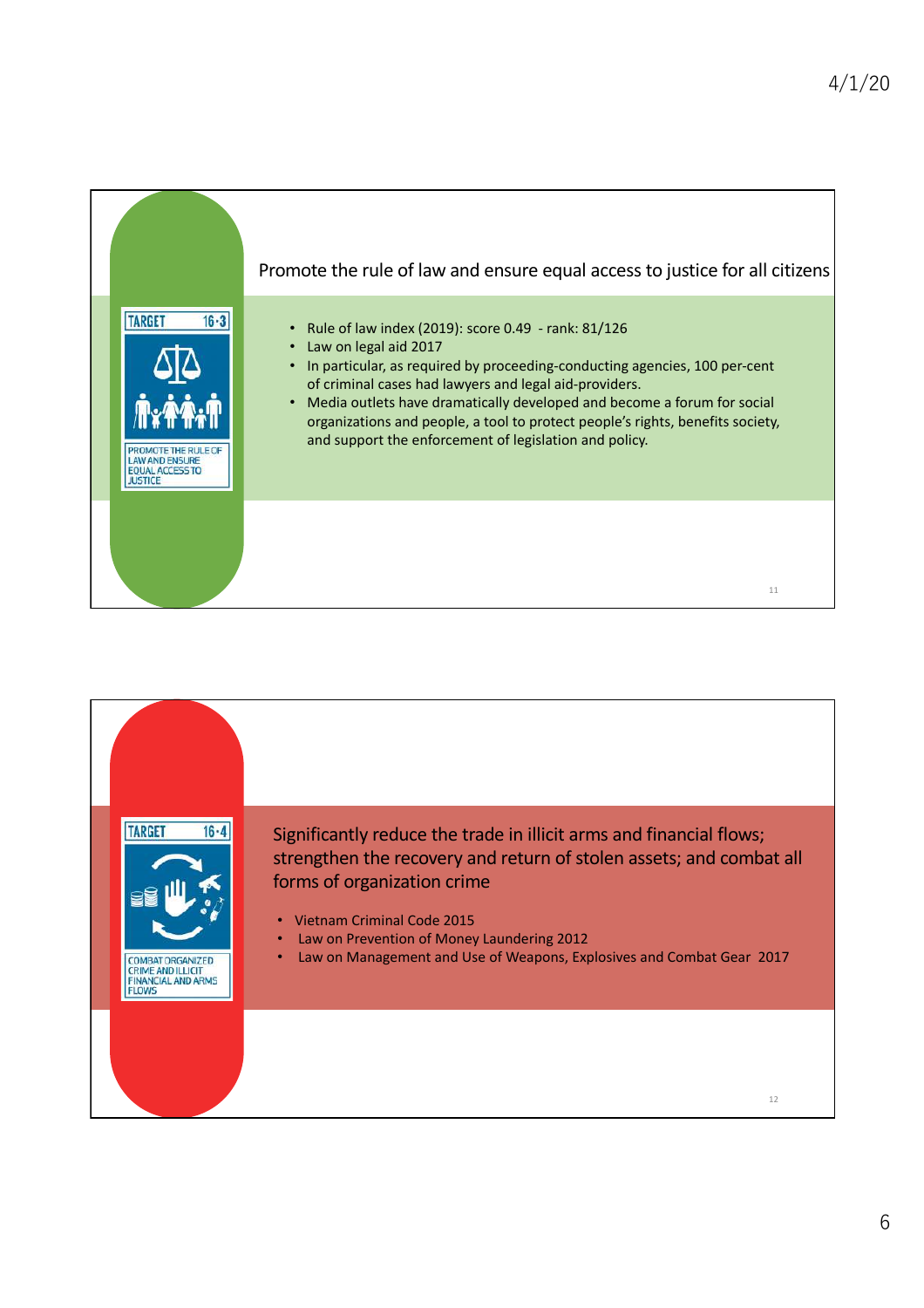## Promote the rule of law and ensure equal access to justice for all citizens

TARGET 16·3

PROMOTE THE RULE OF LAW AND ENSURE EQUAL ACCESS TO JUSTICE

- Rule of law index (2019): score 0.49 - rank: 81/126
- Law on legal aid 2017
- In particular, as required by proceeding-conducting agencies, 100 per-cent of criminal cases had lawyers and legal aid-providers.
- Media outlets have dramatically developed and become a forum for social organizations and people, a tool to protect people's rights, benefits society, and support the enforcement of legislation and policy.

## Significantly reduce the trade in illicit arms and financial flows; strengthen the recovery and return of stolen assets; and combat all forms of organization crime

TARGET 16·4

COMBAT ORGANIZED CRIME AND ILLICIT FINANCIAL AND ARMS FLOWS

- Vietnam Criminal Code 2015
- Law on Prevention of Money Laundering 2012
- Law on Management and Use of Weapons, Explosives and Combat Gear 2017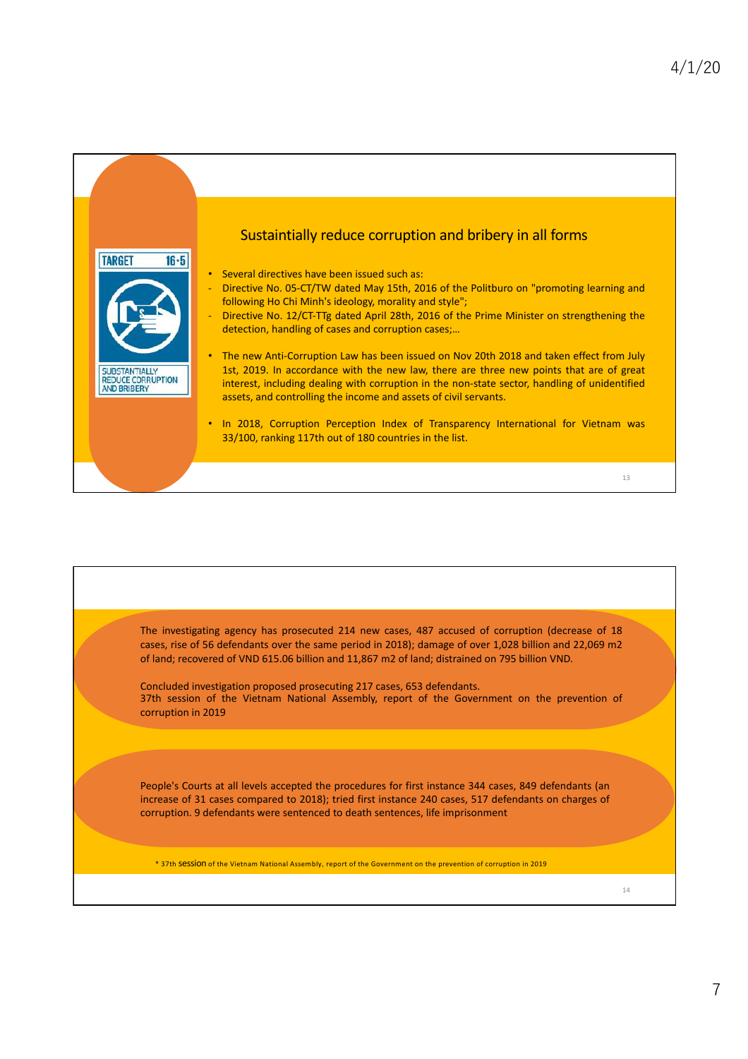## Sustaintially reduce corruption and bribery in all forms

TARGET 16.5

SUBSTANTIALLY REDUCE CORRUPTION AND BRIBERY

- Several directives have been issued such as:
  - Directive No. 05-CT/TW dated May 15th, 2016 of the Politburo on "promoting learning and following Ho Chi Minh's ideology, morality and style";
  - Directive No. 12/CT-TTg dated April 28th, 2016 of the Prime Minister on strengthening the detection, handling of cases and corruption cases;...
- The new Anti-Corruption Law has been issued on Nov 20th 2018 and taken effect from July 1st, 2019. In accordance with the new law, there are three new points that are of great interest, including dealing with corruption in the non-state sector, handling of unidentified assets, and controlling the income and assets of civil servants.
- In 2018, Corruption Perception Index of Transparency International for Vietnam was 33/100, ranking 117th out of 180 countries in the list.

---

The investigating agency has prosecuted 214 new cases, 487 accused of corruption (decrease of 18 cases, rise of 56 defendants over the same period in 2018); damage of over 1,028 billion and 22,069 m2 of land; recovered of VND 615.06 billion and 11,867 m2 of land; distrained on 795 billion VND.

Concluded investigation proposed prosecuting 217 cases, 653 defendants.
37th session of the Vietnam National Assembly, report of the Government on the prevention of corruption in 2019

People's Courts at all levels accepted the procedures for first instance 344 cases, 849 defendants (an increase of 31 cases compared to 2018); tried first instance 240 cases, 517 defendants on charges of corruption. 9 defendants were sentenced to death sentences, life imprisonment

* 37th session of the Vietnam National Assembly, report of the Government on the prevention of corruption in 2019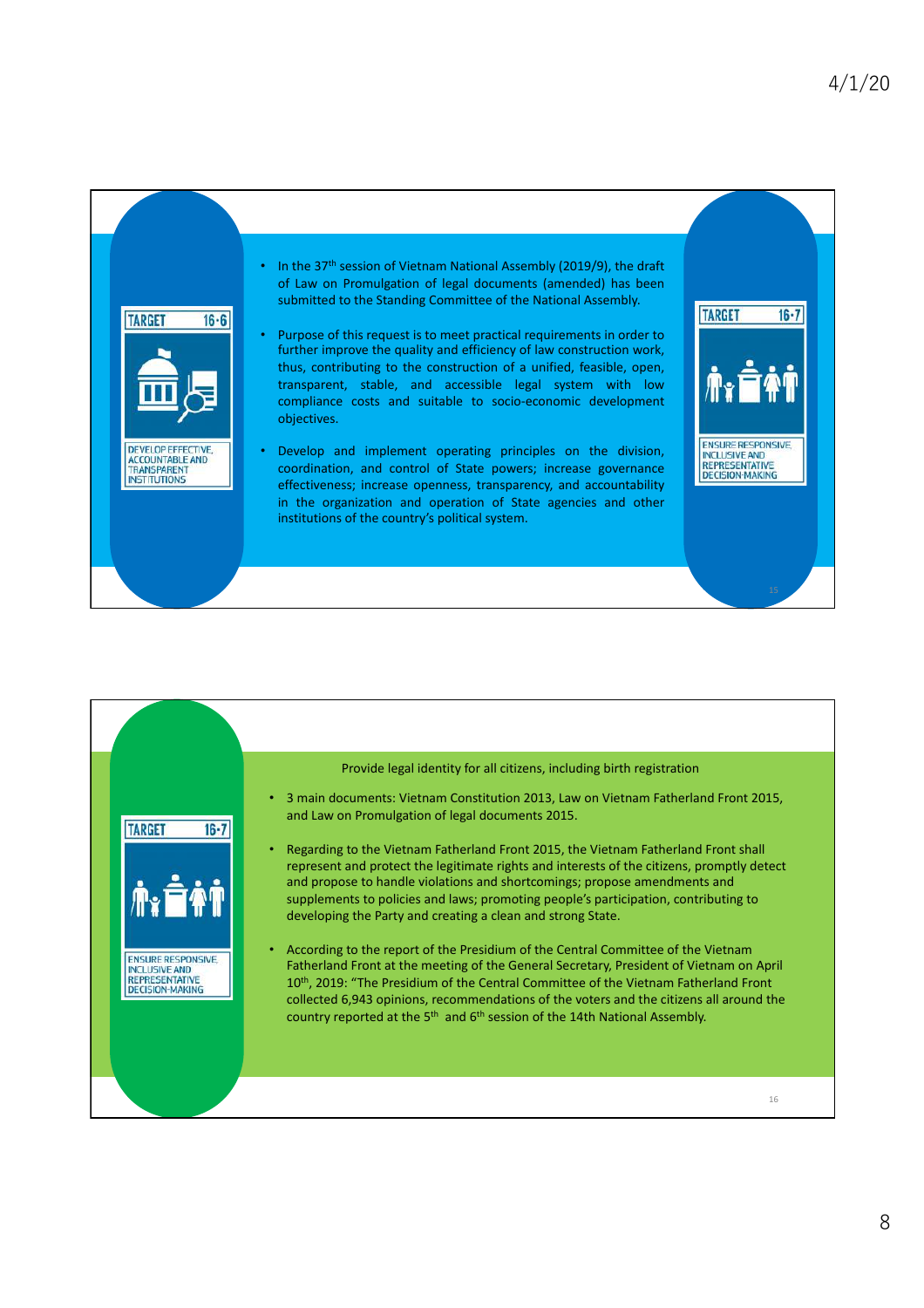TARGET 16·6

DEVELOP EFFECTIVE, ACCOUNTABLE AND TRANSPARENT INSTITUTIONS

- In the 37th session of Vietnam National Assembly (2019/9), the draft of Law on Promulgation of legal documents (amended) has been submitted to the Standing Committee of the National Assembly.
- Purpose of this request is to meet practical requirements in order to further improve the quality and efficiency of law construction work, thus, contributing to the construction of a unified, feasible, open, transparent, stable, and accessible legal system with low compliance costs and suitable to socio-economic development objectives.
- Develop and implement operating principles on the division, coordination, and control of State powers; increase governance effectiveness; increase openness, transparency, and accountability in the organization and operation of State agencies and other institutions of the country's political system.

TARGET 16·7

ENSURE RESPONSIVE, INCLUSIVE AND REPRESENTATIVE DECISION-MAKING

---

TARGET 16·7

ENSURE RESPONSIVE, INCLUSIVE AND REPRESENTATIVE DECISION-MAKING

Provide legal identity for all citizens, including birth registration

- 3 main documents: Vietnam Constitution 2013, Law on Vietnam Fatherland Front 2015, and Law on Promulgation of legal documents 2015.
- Regarding to the Vietnam Fatherland Front 2015, the Vietnam Fatherland Front shall represent and protect the legitimate rights and interests of the citizens, promptly detect and propose to handle violations and shortcomings; propose amendments and supplements to policies and laws; promoting people's participation, contributing to developing the Party and creating a clean and strong State.
- According to the report of the Presidium of the Central Committee of the Vietnam Fatherland Front at the meeting of the General Secretary, President of Vietnam on April 10th, 2019: "The Presidium of the Central Committee of the Vietnam Fatherland Front collected 6,943 opinions, recommendations of the voters and the citizens all around the country reported at the 5th and 6th session of the 14th National Assembly.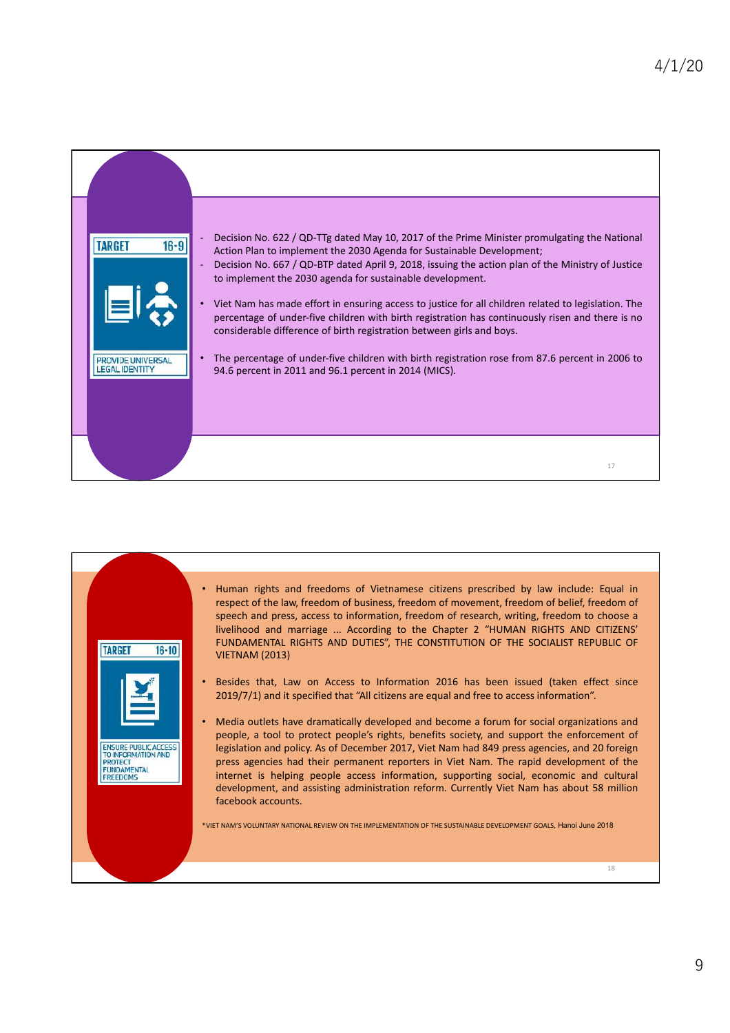**TARGET 16.9**

**PROVIDE UNIVERSAL LEGAL IDENTITY**

- Decision No. 622 / QD-TTg dated May 10, 2017 of the Prime Minister promulgating the National Action Plan to implement the 2030 Agenda for Sustainable Development;
- Decision No. 667 / QD-BTP dated April 9, 2018, issuing the action plan of the Ministry of Justice to implement the 2030 agenda for sustainable development.

- Viet Nam has made effort in ensuring access to justice for all children related to legislation. The percentage of under-five children with birth registration has continuously risen and there is no considerable difference of birth registration between girls and boys.
- The percentage of under-five children with birth registration rose from 87.6 percent in 2006 to 94.6 percent in 2011 and 96.1 percent in 2014 (MICS).

---

**TARGET 16.10**

**ENSURE PUBLIC ACCESS TO INFORMATION AND PROTECT FUNDAMENTAL FREEDOMS**

- Human rights and freedoms of Vietnamese citizens prescribed by law include: Equal in respect of the law, freedom of business, freedom of movement, freedom of belief, freedom of speech and press, access to information, freedom of research, writing, freedom to choose a livelihood and marriage ... According to the Chapter 2 "HUMAN RIGHTS AND CITIZENS' FUNDAMENTAL RIGHTS AND DUTIES", THE CONSTITUTION OF THE SOCIALIST REPUBLIC OF VIETNAM (2013)
- Besides that, Law on Access to Information 2016 has been issued (taken effect since 2019/7/1) and it specified that "All citizens are equal and free to access information".
- Media outlets have dramatically developed and become a forum for social organizations and people, a tool to protect people's rights, benefits society, and support the enforcement of legislation and policy. As of December 2017, Viet Nam had 849 press agencies, and 20 foreign press agencies had their permanent reporters in Viet Nam. The rapid development of the internet is helping people access information, supporting social, economic and cultural development, and assisting administration reform. Currently Viet Nam has about 58 million facebook accounts.

*VIET NAM'S VOLUNTARY NATIONAL REVIEW ON THE IMPLEMENTATION OF THE SUSTAINABLE DEVELOPMENT GOALS, Hanoi June 2018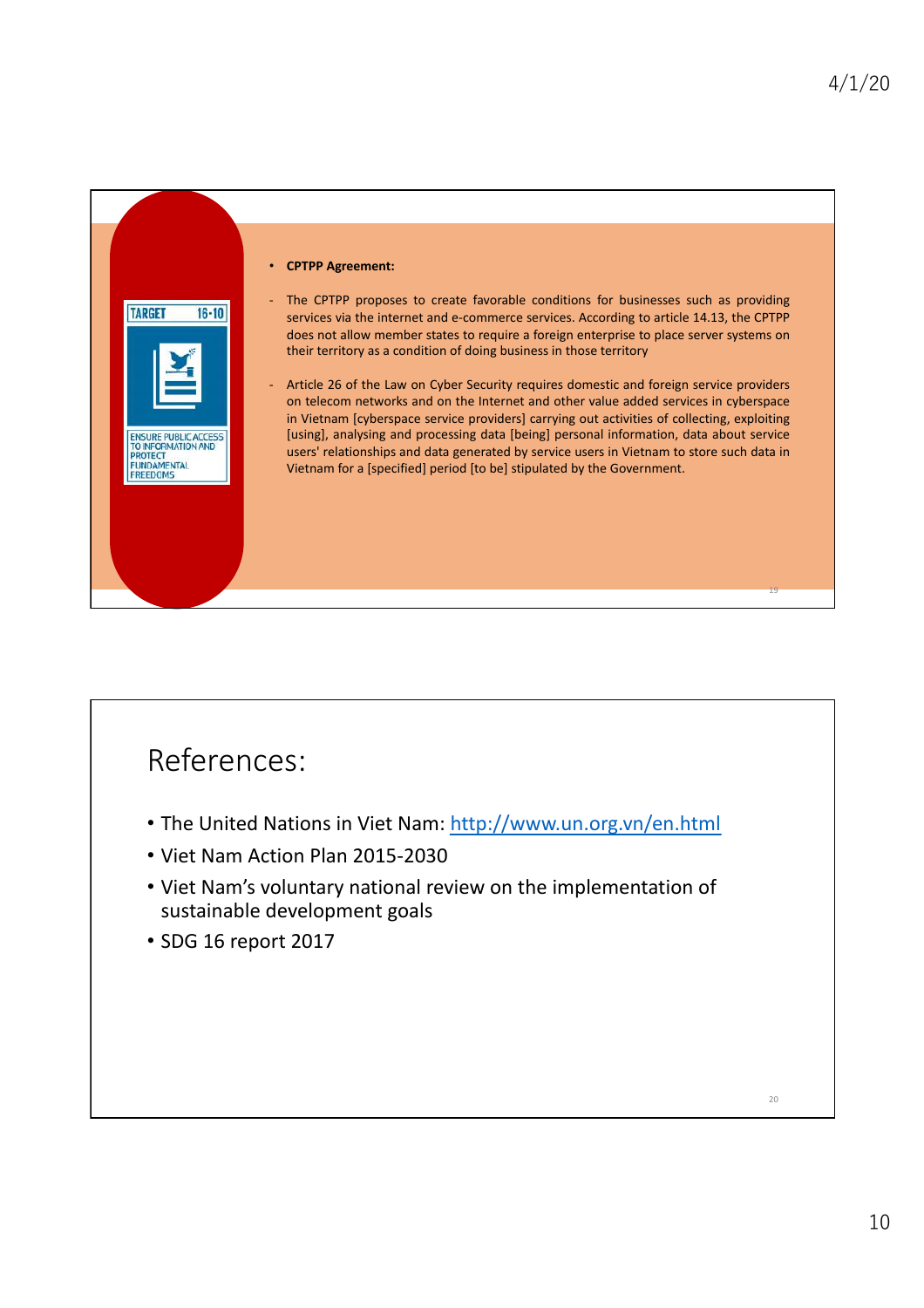TARGET 16·10

ENSURE PUBLIC ACCESS TO INFORMATION AND PROTECT FUNDAMENTAL FREEDOMS

- **CPTPP Agreement:**

- The CPTPP proposes to create favorable conditions for businesses such as providing services via the internet and e-commerce services. According to article 14.13, the CPTPP does not allow member states to require a foreign enterprise to place server systems on their territory as a condition of doing business in those territory

- Article 26 of the Law on Cyber Security requires domestic and foreign service providers on telecom networks and on the Internet and other value added services in cyberspace in Vietnam [cyberspace service providers] carrying out activities of collecting, exploiting [using], analysing and processing data [being] personal information, data about service users' relationships and data generated by service users in Vietnam to store such data in Vietnam for a [specified] period [to be] stipulated by the Government.

# References:

- The United Nations in Viet Nam: http://www.un.org.vn/en.html
- Viet Nam Action Plan 2015-2030
- Viet Nam's voluntary national review on the implementation of sustainable development goals
- SDG 16 report 2017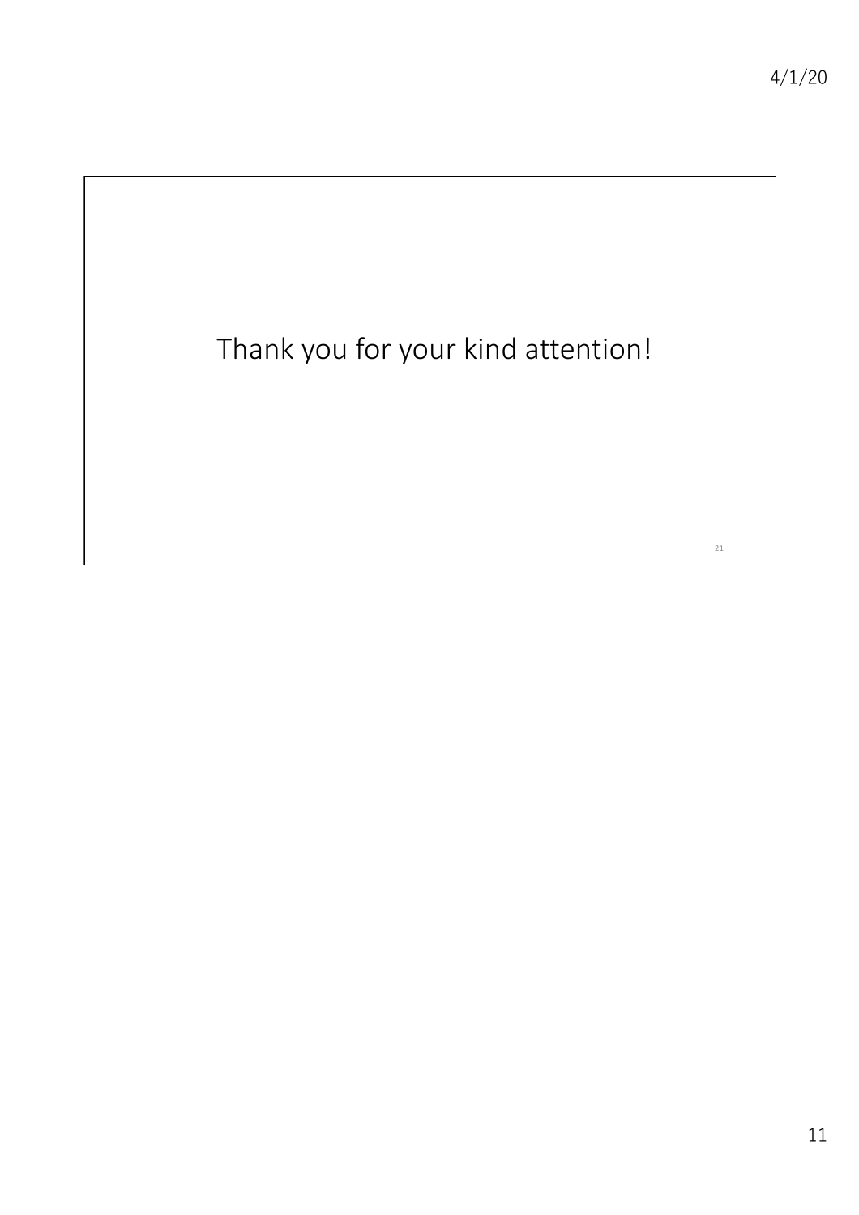Thank you for your kind attention!